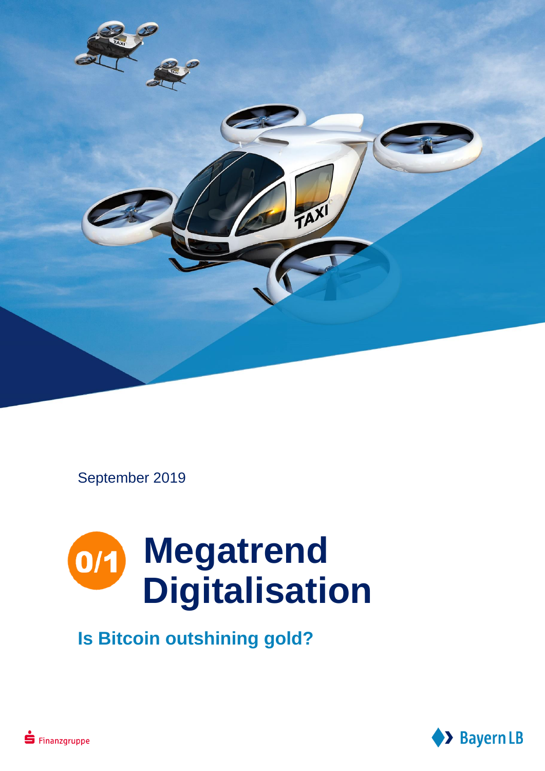September 2019

# Megatrend Digitalisation

## Is Bitcoin outshining gold?

Finanzgruppe

Bayern LB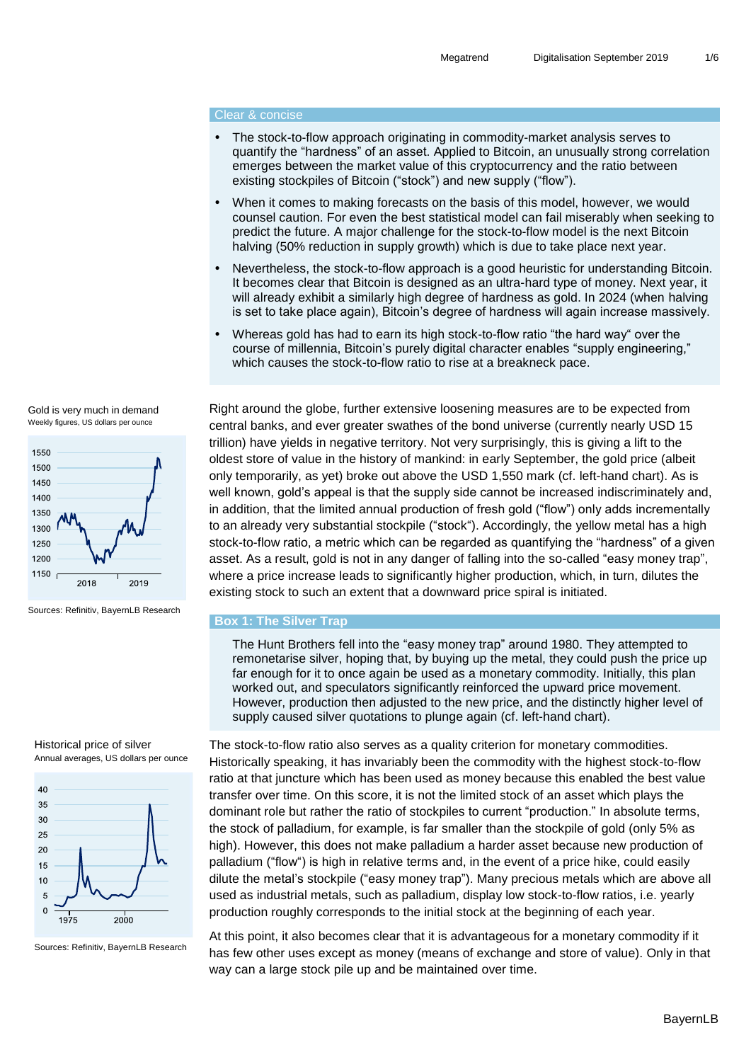## Clear & concise

- The stock-to-flow approach originating in commodity-market analysis serves to quantify the "hardness" of an asset. Applied to Bitcoin, an unusually strong correlation emerges between the market value of this cryptocurrency and the ratio between existing stockpiles of Bitcoin ("stock") and new supply ("flow").
- When it comes to making forecasts on the basis of this model, however, we would counsel caution. For even the best statistical model can fail miserably when seeking to predict the future. A major challenge for the stock-to-flow model is the next Bitcoin halving (50% reduction in supply growth) which is due to take place next year.
- Nevertheless, the stock-to-flow approach is a good heuristic for understanding Bitcoin. It becomes clear that Bitcoin is designed as an ultra-hard type of money. Next year, it will already exhibit a similarly high degree of hardness as gold. In 2024 (when halving is set to take place again), Bitcoin's degree of hardness will again increase massively.
- Whereas gold has had to earn its high stock-to-flow ratio "the hard way" over the course of millennia, Bitcoin's purely digital character enables "supply engineering," which causes the stock-to-flow ratio to rise at a breakneck pace.

Gold is very much in demand
Weekly figures, US dollars per ounce

Sources: Refinitiv, BayernLB Research

Right around the globe, further extensive loosening measures are to be expected from central banks, and ever greater swathes of the bond universe (currently nearly USD 15 trillion) have yields in negative territory. Not very surprisingly, this is giving a lift to the oldest store of value in the history of mankind: in early September, the gold price (albeit only temporarily, as yet) broke out above the USD 1,550 mark (cf. left-hand chart). As is well known, gold's appeal is that the supply side cannot be increased indiscriminately and, in addition, that the limited annual production of fresh gold ("flow") only adds incrementally to an already very substantial stockpile ("stock"). Accordingly, the yellow metal has a high stock-to-flow ratio, a metric which can be regarded as quantifying the "hardness" of a given asset. As a result, gold is not in any danger of falling into the so-called "easy money trap", where a price increase leads to significantly higher production, which, in turn, dilutes the existing stock to such an extent that a downward price spiral is initiated.

### Box 1: The Silver Trap

The Hunt Brothers fell into the "easy money trap" around 1980. They attempted to remonetarise silver, hoping that, by buying up the metal, they could push the price up far enough for it to once again be used as a monetary commodity. Initially, this plan worked out, and speculators significantly reinforced the upward price movement. However, production then adjusted to the new price, and the distinctly higher level of supply caused silver quotations to plunge again (cf. left-hand chart).

Historical price of silver
Annual averages, US dollars per ounce

Sources: Refinitiv, BayernLB Research

The stock-to-flow ratio also serves as a quality criterion for monetary commodities. Historically speaking, it has invariably been the commodity with the highest stock-to-flow ratio at that juncture which has been used as money because this enabled the best value transfer over time. On this score, it is not the limited stock of an asset which plays the dominant role but rather the ratio of stockpiles to current "production." In absolute terms, the stock of palladium, for example, is far smaller than the stockpile of gold (only 5% as high). However, this does not make palladium a harder asset because new production of palladium ("flow") is high in relative terms and, in the event of a price hike, could easily dilute the metal's stockpile ("easy money trap"). Many precious metals which are above all used as industrial metals, such as palladium, display low stock-to-flow ratios, i.e. yearly production roughly corresponds to the initial stock at the beginning of each year.

At this point, it also becomes clear that it is advantageous for a monetary commodity if it has few other uses except as money (means of exchange and store of value). Only in that way can a large stock pile up and be maintained over time.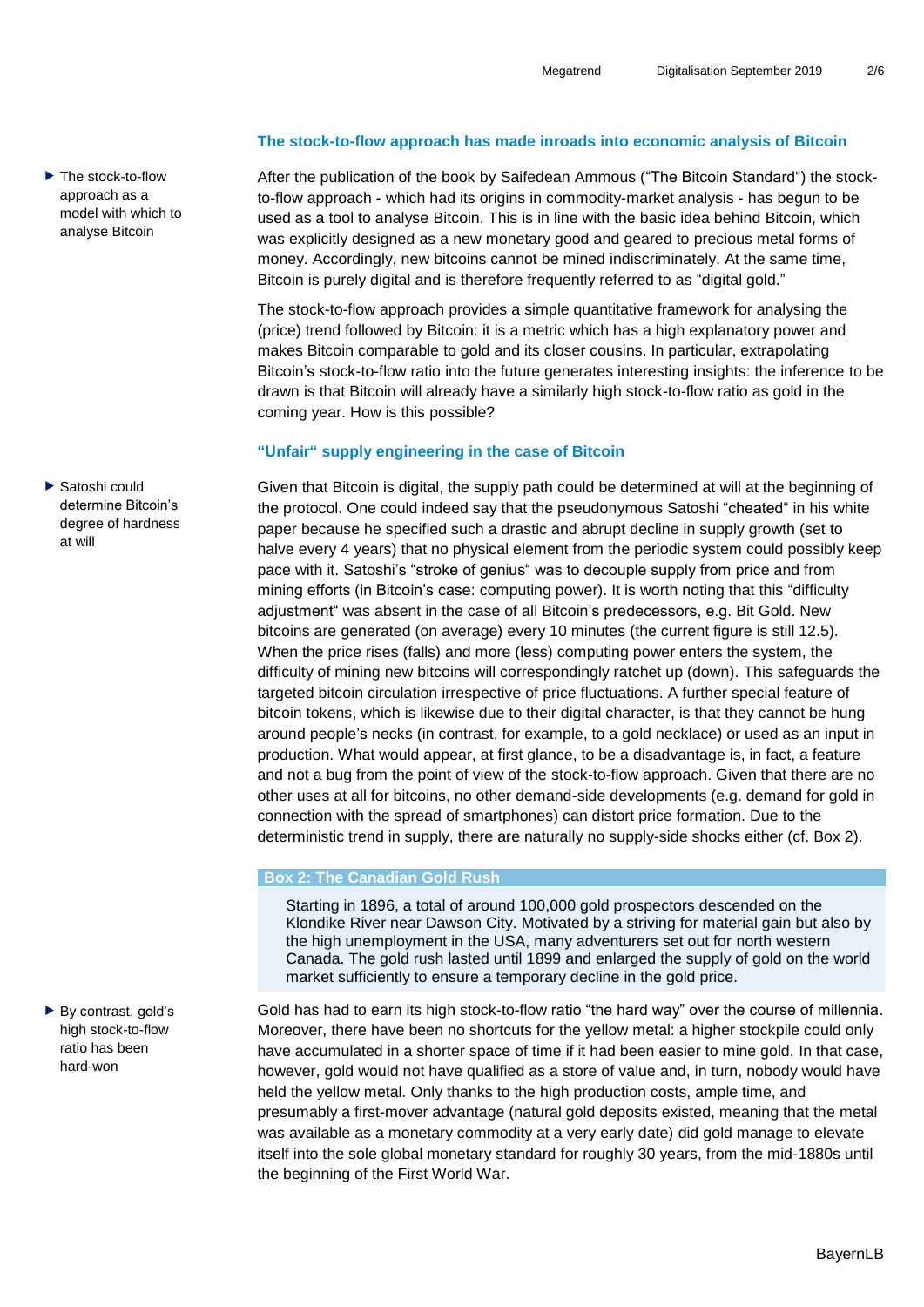## The stock-to-flow approach has made inroads into economic analysis of Bitcoin

▶ The stock-to-flow approach as a model with which to analyse Bitcoin

After the publication of the book by Saifedean Ammous ("The Bitcoin Standard") the stock-to-flow approach - which had its origins in commodity-market analysis - has begun to be used as a tool to analyse Bitcoin. This is in line with the basic idea behind Bitcoin, which was explicitly designed as a new monetary good and geared to precious metal forms of money. Accordingly, new bitcoins cannot be mined indiscriminately. At the same time, Bitcoin is purely digital and is therefore frequently referred to as "digital gold."

The stock-to-flow approach provides a simple quantitative framework for analysing the (price) trend followed by Bitcoin: it is a metric which has a high explanatory power and makes Bitcoin comparable to gold and its closer cousins. In particular, extrapolating Bitcoin's stock-to-flow ratio into the future generates interesting insights: the inference to be drawn is that Bitcoin will already have a similarly high stock-to-flow ratio as gold in the coming year. How is this possible?

## "Unfair" supply engineering in the case of Bitcoin

▶ Satoshi could determine Bitcoin's degree of hardness at will

Given that Bitcoin is digital, the supply path could be determined at will at the beginning of the protocol. One could indeed say that the pseudonymous Satoshi "cheated" in his white paper because he specified such a drastic and abrupt decline in supply growth (set to halve every 4 years) that no physical element from the periodic system could possibly keep pace with it. Satoshi's "stroke of genius" was to decouple supply from price and from mining efforts (in Bitcoin's case: computing power). It is worth noting that this "difficulty adjustment" was absent in the case of all Bitcoin's predecessors, e.g. Bit Gold. New bitcoins are generated (on average) every 10 minutes (the current figure is still 12.5). When the price rises (falls) and more (less) computing power enters the system, the difficulty of mining new bitcoins will correspondingly ratchet up (down). This safeguards the targeted bitcoin circulation irrespective of price fluctuations. A further special feature of bitcoin tokens, which is likewise due to their digital character, is that they cannot be hung around people's necks (in contrast, for example, to a gold necklace) or used as an input in production. What would appear, at first glance, to be a disadvantage is, in fact, a feature and not a bug from the point of view of the stock-to-flow approach. Given that there are no other uses at all for bitcoins, no other demand-side developments (e.g. demand for gold in connection with the spread of smartphones) can distort price formation. Due to the deterministic trend in supply, there are naturally no supply-side shocks either (cf. Box 2).

**Box 2: The Canadian Gold Rush**

> Starting in 1896, a total of around 100,000 gold prospectors descended on the Klondike River near Dawson City. Motivated by a striving for material gain but also by the high unemployment in the USA, many adventurers set out for north western Canada. The gold rush lasted until 1899 and enlarged the supply of gold on the world market sufficiently to ensure a temporary decline in the gold price.

▶ By contrast, gold's high stock-to-flow ratio has been hard-won

Gold has had to earn its high stock-to-flow ratio "the hard way" over the course of millennia. Moreover, there have been no shortcuts for the yellow metal: a higher stockpile could only have accumulated in a shorter space of time if it had been easier to mine gold. In that case, however, gold would not have qualified as a store of value and, in turn, nobody would have held the yellow metal. Only thanks to the high production costs, ample time, and presumably a first-mover advantage (natural gold deposits existed, meaning that the metal was available as a monetary commodity at a very early date) did gold manage to elevate itself into the sole global monetary standard for roughly 30 years, from the mid-1880s until the beginning of the First World War.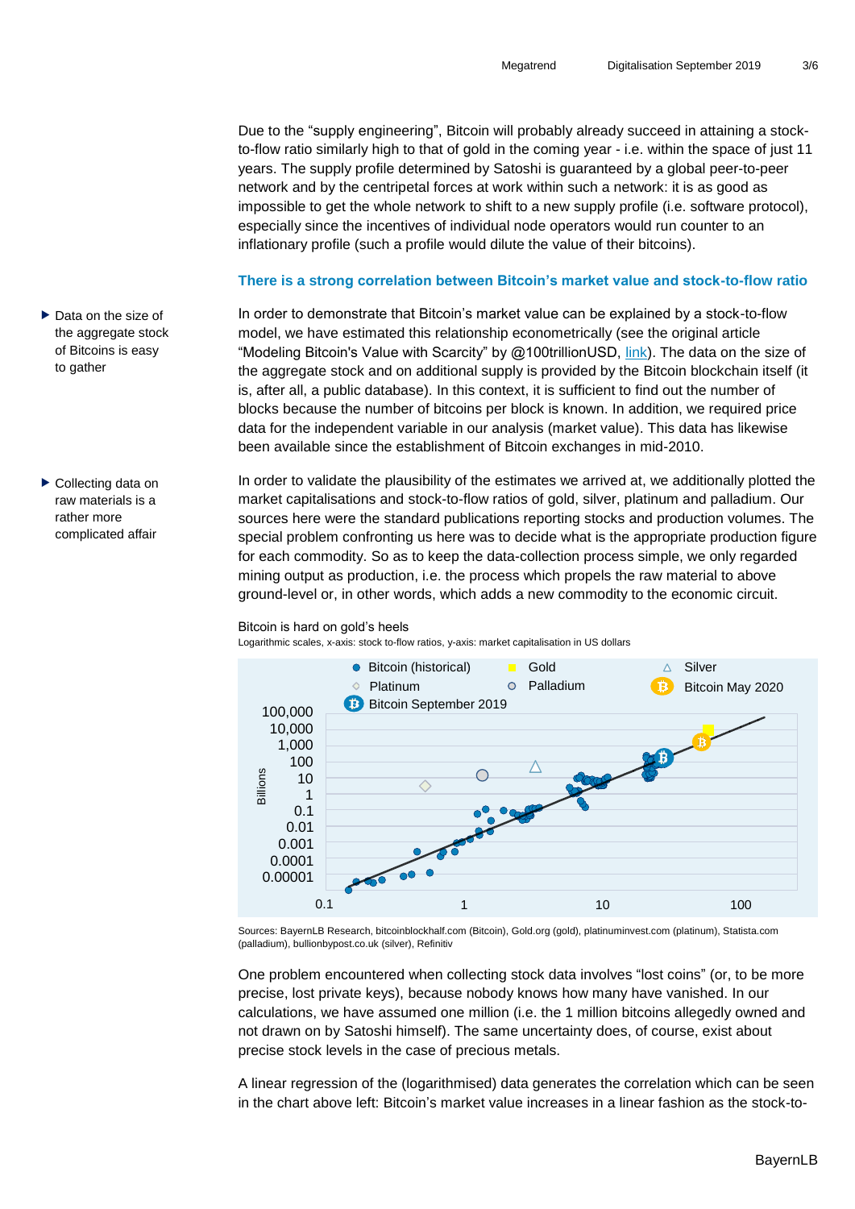Due to the "supply engineering", Bitcoin will probably already succeed in attaining a stock-to-flow ratio similarly high to that of gold in the coming year - i.e. within the space of just 11 years. The supply profile determined by Satoshi is guaranteed by a global peer-to-peer network and by the centripetal forces at work within such a network: it is as good as impossible to get the whole network to shift to a new supply profile (i.e. software protocol), especially since the incentives of individual node operators would run counter to an inflationary profile (such a profile would dilute the value of their bitcoins).

### There is a strong correlation between Bitcoin's market value and stock-to-flow ratio

▶ Data on the size of the aggregate stock of Bitcoins is easy to gather

In order to demonstrate that Bitcoin's market value can be explained by a stock-to-flow model, we have estimated this relationship econometrically (see the original article "Modeling Bitcoin's Value with Scarcity" by @100trillionUSD, link). The data on the size of the aggregate stock and on additional supply is provided by the Bitcoin blockchain itself (it is, after all, a public database). In this context, it is sufficient to find out the number of blocks because the number of bitcoins per block is known. In addition, we required price data for the independent variable in our analysis (market value). This data has likewise been available since the establishment of Bitcoin exchanges in mid-2010.

▶ Collecting data on raw materials is a rather more complicated affair

In order to validate the plausibility of the estimates we arrived at, we additionally plotted the market capitalisations and stock-to-flow ratios of gold, silver, platinum and palladium. Our sources here were the standard publications reporting stocks and production volumes. The special problem confronting us here was to decide what is the appropriate production figure for each commodity. So as to keep the data-collection process simple, we only regarded mining output as production, i.e. the process which propels the raw material to above ground-level or, in other words, which adds a new commodity to the economic circuit.

Bitcoin is hard on gold's heels

Logarithmic scales, x-axis: stock to-flow ratios, y-axis: market capitalisation in US dollars

Sources: BayernLB Research, bitcoinblockhalf.com (Bitcoin), Gold.org (gold), platinuminvest.com (platinum), Statista.com (palladium), bullionbypost.co.uk (silver), Refinitiv

One problem encountered when collecting stock data involves "lost coins" (or, to be more precise, lost private keys), because nobody knows how many have vanished. In our calculations, we have assumed one million (i.e. the 1 million bitcoins allegedly owned and not drawn on by Satoshi himself). The same uncertainty does, of course, exist about precise stock levels in the case of precious metals.

A linear regression of the (logarithmised) data generates the correlation which can be seen in the chart above left: Bitcoin's market value increases in a linear fashion as the stock-to-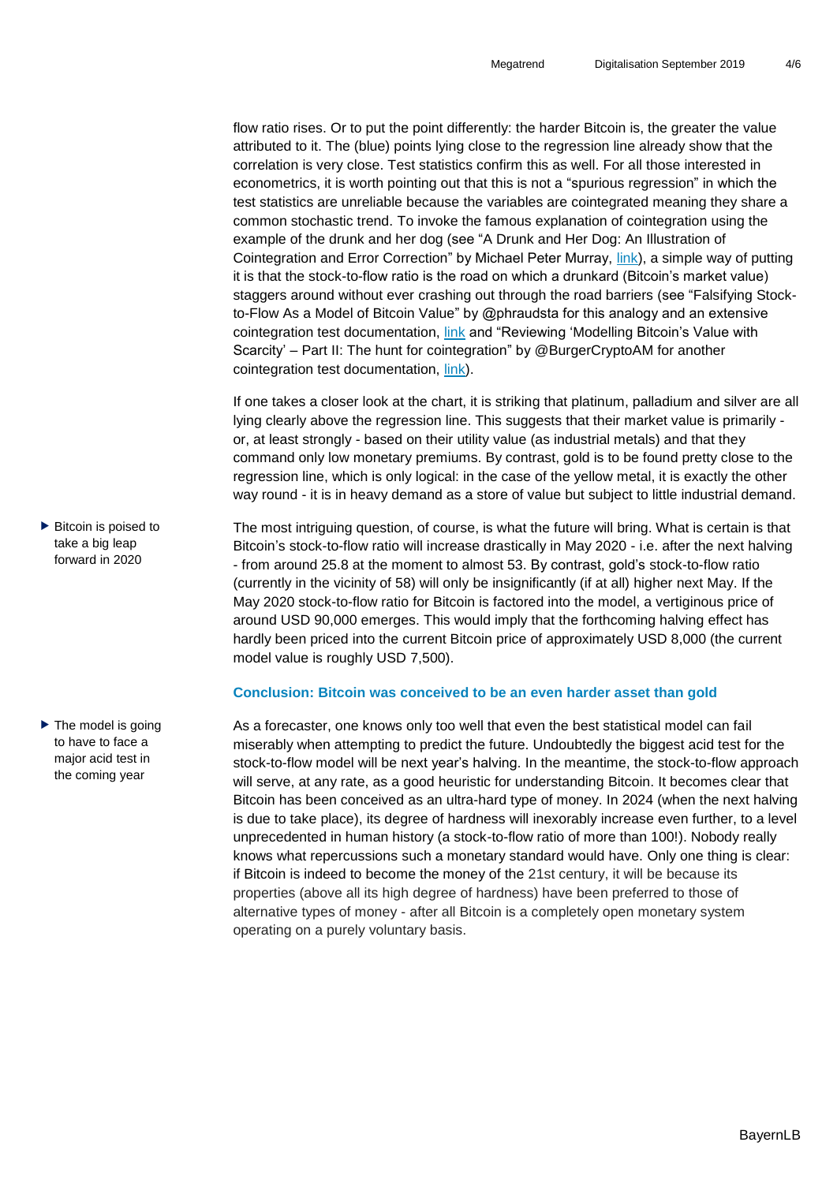flow ratio rises. Or to put the point differently: the harder Bitcoin is, the greater the value attributed to it. The (blue) points lying close to the regression line already show that the correlation is very close. Test statistics confirm this as well. For all those interested in econometrics, it is worth pointing out that this is not a "spurious regression" in which the test statistics are unreliable because the variables are cointegrated meaning they share a common stochastic trend. To invoke the famous explanation of cointegration using the example of the drunk and her dog (see "A Drunk and Her Dog: An Illustration of Cointegration and Error Correction" by Michael Peter Murray, link), a simple way of putting it is that the stock-to-flow ratio is the road on which a drunkard (Bitcoin's market value) staggers around without ever crashing out through the road barriers (see "Falsifying Stock-to-Flow As a Model of Bitcoin Value" by @phraudsta for this analogy and an extensive cointegration test documentation, link and "Reviewing 'Modelling Bitcoin's Value with Scarcity' – Part II: The hunt for cointegration" by @BurgerCryptoAM for another cointegration test documentation, link).

If one takes a closer look at the chart, it is striking that platinum, palladium and silver are all lying clearly above the regression line. This suggests that their market value is primarily - or, at least strongly - based on their utility value (as industrial metals) and that they command only low monetary premiums. By contrast, gold is to be found pretty close to the regression line, which is only logical: in the case of the yellow metal, it is exactly the other way round - it is in heavy demand as a store of value but subject to little industrial demand.

▶ Bitcoin is poised to take a big leap forward in 2020

The most intriguing question, of course, is what the future will bring. What is certain is that Bitcoin's stock-to-flow ratio will increase drastically in May 2020 - i.e. after the next halving - from around 25.8 at the moment to almost 53. By contrast, gold's stock-to-flow ratio (currently in the vicinity of 58) will only be insignificantly (if at all) higher next May. If the May 2020 stock-to-flow ratio for Bitcoin is factored into the model, a vertiginous price of around USD 90,000 emerges. This would imply that the forthcoming halving effect has hardly been priced into the current Bitcoin price of approximately USD 8,000 (the current model value is roughly USD 7,500).

### Conclusion: Bitcoin was conceived to be an even harder asset than gold

▶ The model is going to have to face a major acid test in the coming year

As a forecaster, one knows only too well that even the best statistical model can fail miserably when attempting to predict the future. Undoubtedly the biggest acid test for the stock-to-flow model will be next year's halving. In the meantime, the stock-to-flow approach will serve, at any rate, as a good heuristic for understanding Bitcoin. It becomes clear that Bitcoin has been conceived as an ultra-hard type of money. In 2024 (when the next halving is due to take place), its degree of hardness will inexorably increase even further, to a level unprecedented in human history (a stock-to-flow ratio of more than 100!). Nobody really knows what repercussions such a monetary standard would have. Only one thing is clear: if Bitcoin is indeed to become the money of the 21st century, it will be because its properties (above all its high degree of hardness) have been preferred to those of alternative types of money - after all Bitcoin is a completely open monetary system operating on a purely voluntary basis.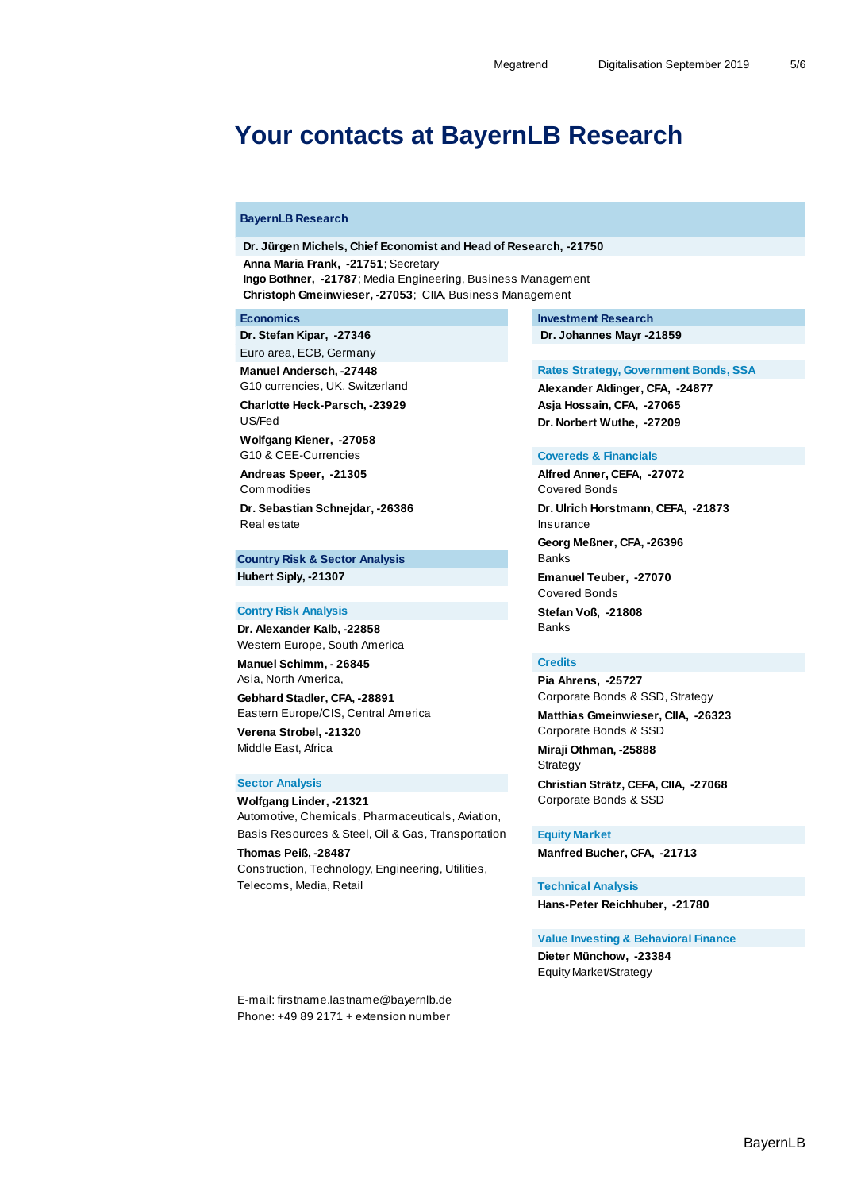# Your contacts at BayernLB Research

## BayernLB Research

**Dr. Jürgen Michels, Chief Economist and Head of Research, -21750**
**Anna Maria Frank, -21751**; Secretary
**Ingo Bothner, -21787**; Media Engineering, Business Management
**Christoph Gmeinwieser, -27053**; CIIA, Business Management

### Economics

**Dr. Stefan Kipar, -27346**
Euro area, ECB, Germany

**Manuel Andersch, -27448**
G10 currencies, UK, Switzerland

**Charlotte Heck-Parsch, -23929**
US/Fed

**Wolfgang Kiener, -27058**
G10 & CEE-Currencies

**Andreas Speer, -21305**
Commodities

**Dr. Sebastian Schnejdar, -26386**
Real estate

### Country Risk & Sector Analysis

**Hubert Siply, -21307**

### Contry Risk Analysis

**Dr. Alexander Kalb, -22858**
Western Europe, South America

**Manuel Schimm, - 26845**
Asia, North America,

**Gebhard Stadler, CFA, -28891**
Eastern Europe/CIS, Central America

**Verena Strobel, -21320**
Middle East, Africa

### Sector Analysis

**Wolfgang Linder, -21321**
Automotive, Chemicals, Pharmaceuticals, Aviation, Basis Resources & Steel, Oil & Gas, Transportation

**Thomas Peiß, -28487**
Construction, Technology, Engineering, Utilities, Telecoms, Media, Retail

### Investment Research

**Dr. Johannes Mayr -21859**

### Rates Strategy, Government Bonds, SSA

**Alexander Aldinger, CFA, -24877**
**Asja Hossain, CFA, -27065**
**Dr. Norbert Wuthe, -27209**

### Covereds & Financials

**Alfred Anner, CEFA, -27072**
Covered Bonds

**Dr. Ulrich Horstmann, CEFA, -21873**
Insurance

**Georg Meßner, CFA, -26396**
Banks

**Emanuel Teuber, -27070**
Covered Bonds

**Stefan Voß, -21808**
Banks

### Credits

**Pia Ahrens, -25727**
Corporate Bonds & SSD, Strategy

**Matthias Gmeinwieser, CIIA, -26323**
Corporate Bonds & SSD

**Miraji Othman, -25888**
Strategy

**Christian Strätz, CEFA, CIIA, -27068**
Corporate Bonds & SSD

### Equity Market

**Manfred Bucher, CFA, -21713**

### Technical Analysis

**Hans-Peter Reichhuber, -21780**

### Value Investing & Behavioral Finance

**Dieter Münchow, -23384**
Equity Market/Strategy

E-mail: firstname.lastname@bayernlb.de
Phone: +49 89 2171 + extension number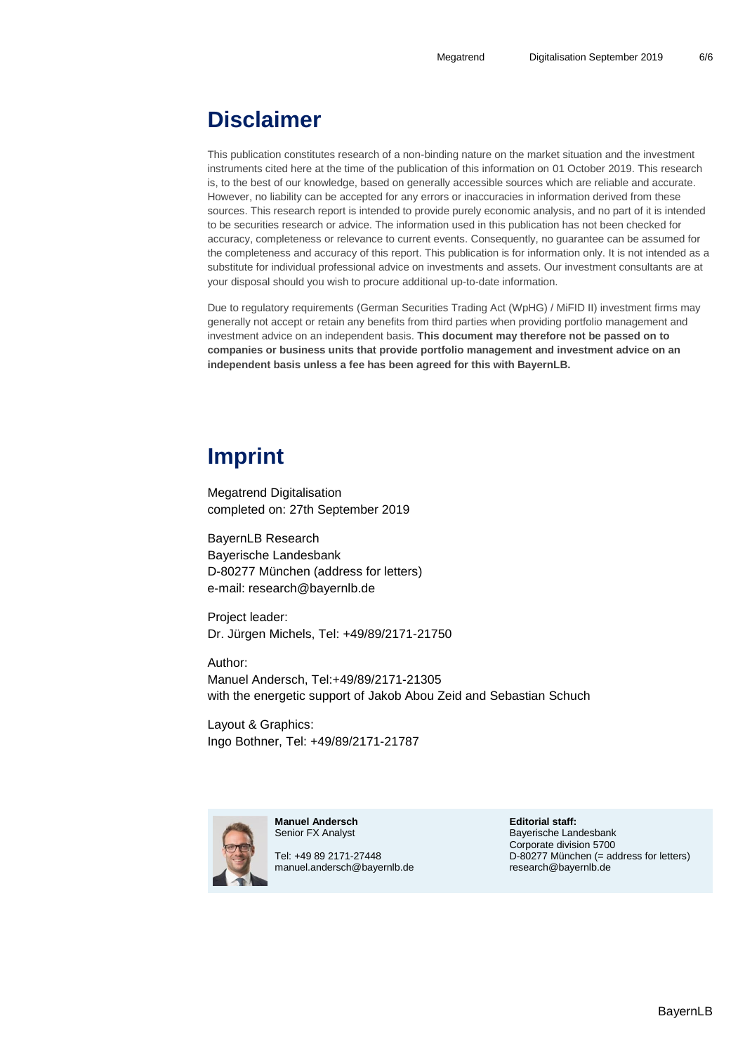# Disclaimer

This publication constitutes research of a non-binding nature on the market situation and the investment instruments cited here at the time of the publication of this information on 01 October 2019. This research is, to the best of our knowledge, based on generally accessible sources which are reliable and accurate. However, no liability can be accepted for any errors or inaccuracies in information derived from these sources. This research report is intended to provide purely economic analysis, and no part of it is intended to be securities research or advice. The information used in this publication has not been checked for accuracy, completeness or relevance to current events. Consequently, no guarantee can be assumed for the completeness and accuracy of this report. This publication is for information only. It is not intended as a substitute for individual professional advice on investments and assets. Our investment consultants are at your disposal should you wish to procure additional up-to-date information.

Due to regulatory requirements (German Securities Trading Act (WpHG) / MiFID II) investment firms may generally not accept or retain any benefits from third parties when providing portfolio management and investment advice on an independent basis. **This document may therefore not be passed on to companies or business units that provide portfolio management and investment advice on an independent basis unless a fee has been agreed for this with BayernLB.**

# Imprint

Megatrend Digitalisation
completed on: 27th September 2019

BayernLB Research
Bayerische Landesbank
D-80277 München (address for letters)
e-mail: research@bayernlb.de

Project leader:
Dr. Jürgen Michels, Tel: +49/89/2171-21750

Author:
Manuel Andersch, Tel:+49/89/2171-21305
with the energetic support of Jakob Abou Zeid and Sebastian Schuch

Layout & Graphics:
Ingo Bothner, Tel: +49/89/2171-21787

**Manuel Andersch**
Senior FX Analyst

Tel: +49 89 2171-27448
manuel.andersch@bayernlb.de

**Editorial staff:**
Bayerische Landesbank
Corporate division 5700
D-80277 München (= address for letters)
research@bayernlb.de